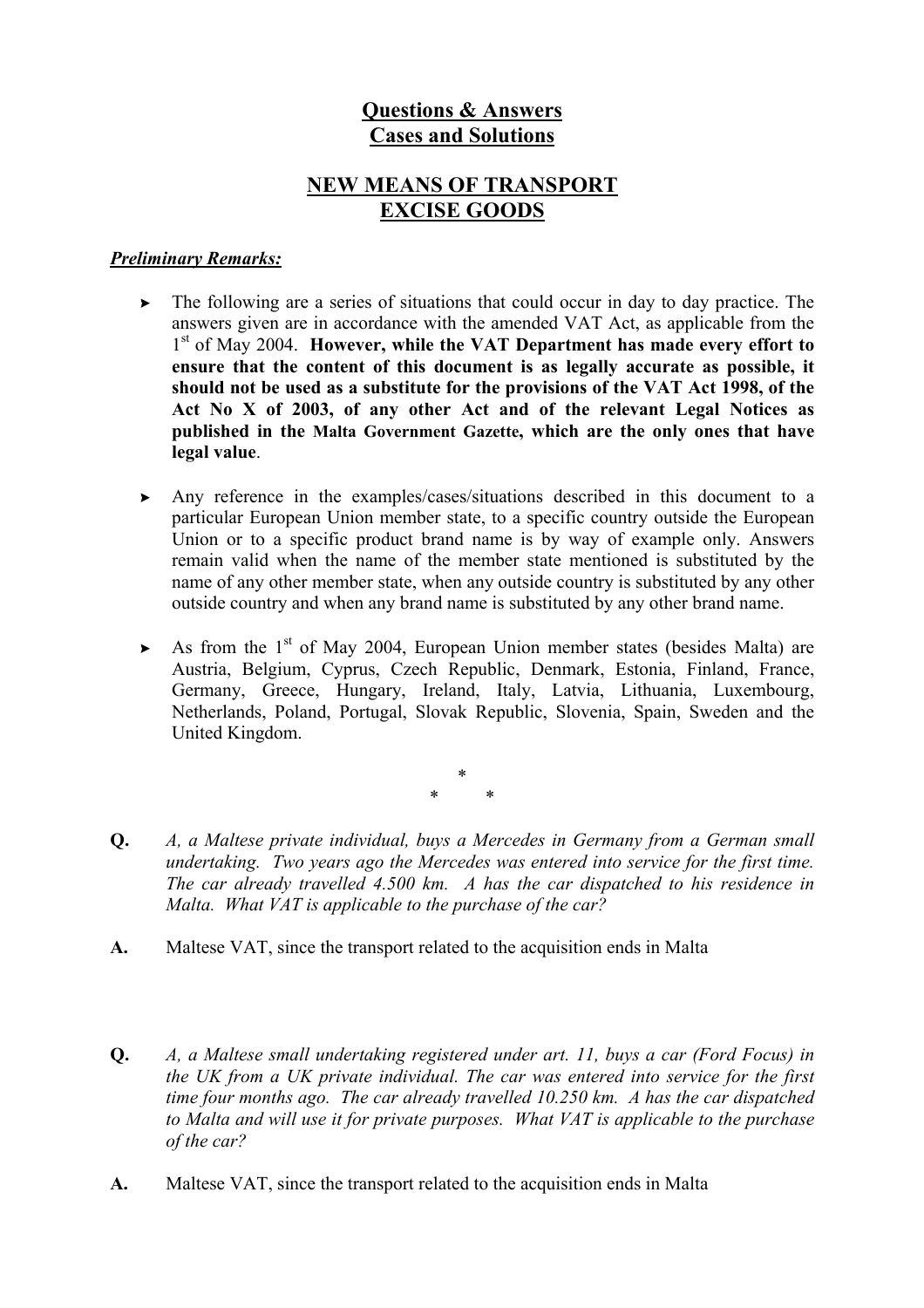# Questions & Answers
# Cases and Solutions

## NEW MEANS OF TRANSPORT
## EXCISE GOODS

***Preliminary Remarks:***

- The following are a series of situations that could occur in day to day practice. The answers given are in accordance with the amended VAT Act, as applicable from the 1st of May 2004. **However, while the VAT Department has made every effort to ensure that the content of this document is as legally accurate as possible, it should not be used as a substitute for the provisions of the VAT Act 1998, of the Act No X of 2003, of any other Act and of the relevant Legal Notices as published in the Malta Government Gazette, which are the only ones that have legal value**.

- Any reference in the examples/cases/situations described in this document to a particular European Union member state, to a specific country outside the European Union or to a specific product brand name is by way of example only. Answers remain valid when the name of the member state mentioned is substituted by the name of any other member state, when any outside country is substituted by any other outside country and when any brand name is substituted by any other brand name.

- As from the 1st of May 2004, European Union member states (besides Malta) are Austria, Belgium, Cyprus, Czech Republic, Denmark, Estonia, Finland, France, Germany, Greece, Hungary, Ireland, Italy, Latvia, Lithuania, Luxembourg, Netherlands, Poland, Portugal, Slovak Republic, Slovenia, Spain, Sweden and the United Kingdom.

\*
\* \*

**Q.** *A, a Maltese private individual, buys a Mercedes in Germany from a German small undertaking. Two years ago the Mercedes was entered into service for the first time. The car already travelled 4.500 km. A has the car dispatched to his residence in Malta. What VAT is applicable to the purchase of the car?*

**A.** Maltese VAT, since the transport related to the acquisition ends in Malta

**Q.** *A, a Maltese small undertaking registered under art. 11, buys a car (Ford Focus) in the UK from a UK private individual. The car was entered into service for the first time four months ago. The car already travelled 10.250 km. A has the car dispatched to Malta and will use it for private purposes. What VAT is applicable to the purchase of the car?*

**A.** Maltese VAT, since the transport related to the acquisition ends in Malta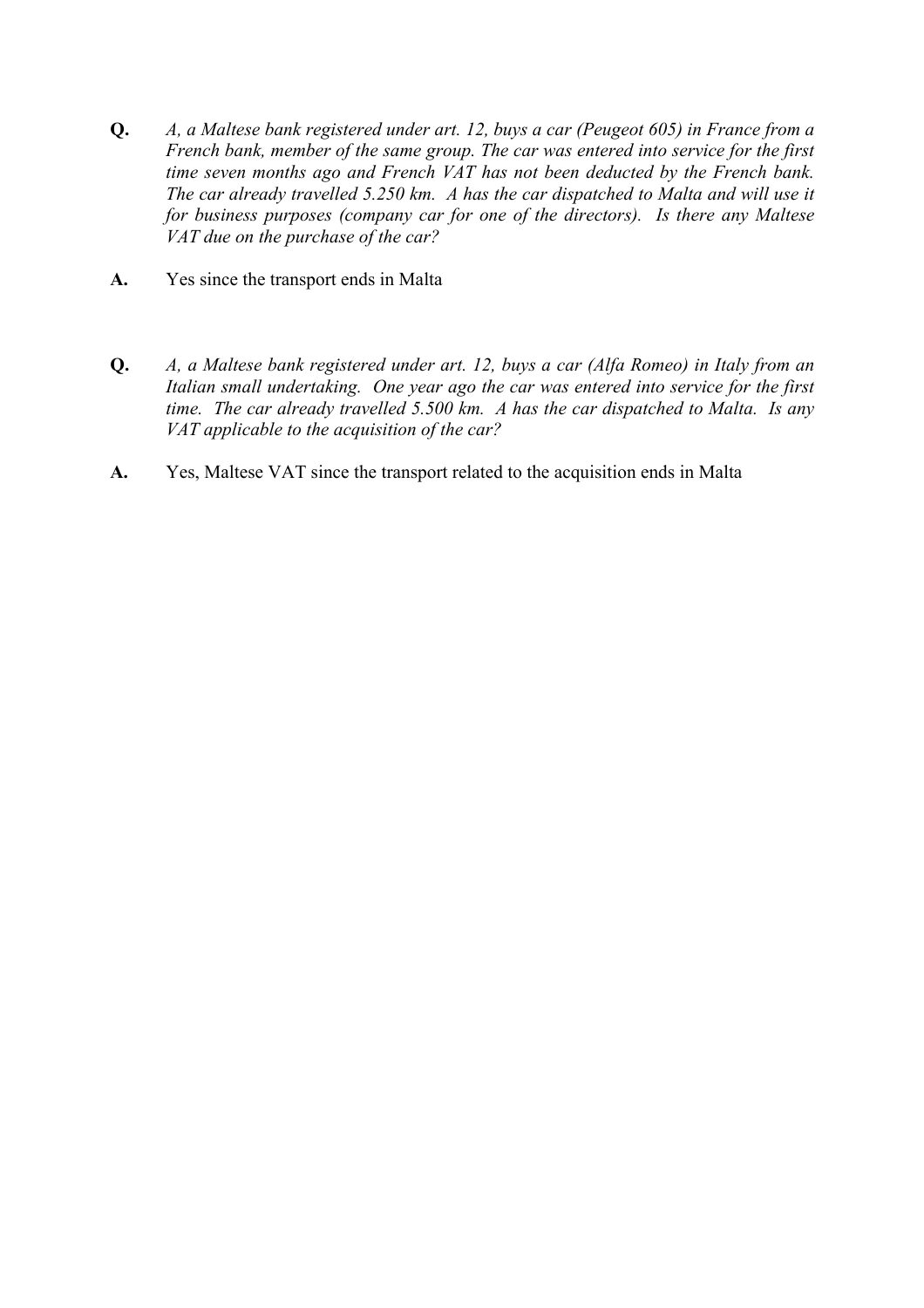**Q.** *A, a Maltese bank registered under art. 12, buys a car (Peugeot 605) in France from a French bank, member of the same group. The car was entered into service for the first time seven months ago and French VAT has not been deducted by the French bank. The car already travelled 5.250 km. A has the car dispatched to Malta and will use it for business purposes (company car for one of the directors). Is there any Maltese VAT due on the purchase of the car?*

**A.** Yes since the transport ends in Malta

**Q.** *A, a Maltese bank registered under art. 12, buys a car (Alfa Romeo) in Italy from an Italian small undertaking. One year ago the car was entered into service for the first time. The car already travelled 5.500 km. A has the car dispatched to Malta. Is any VAT applicable to the acquisition of the car?*

**A.** Yes, Maltese VAT since the transport related to the acquisition ends in Malta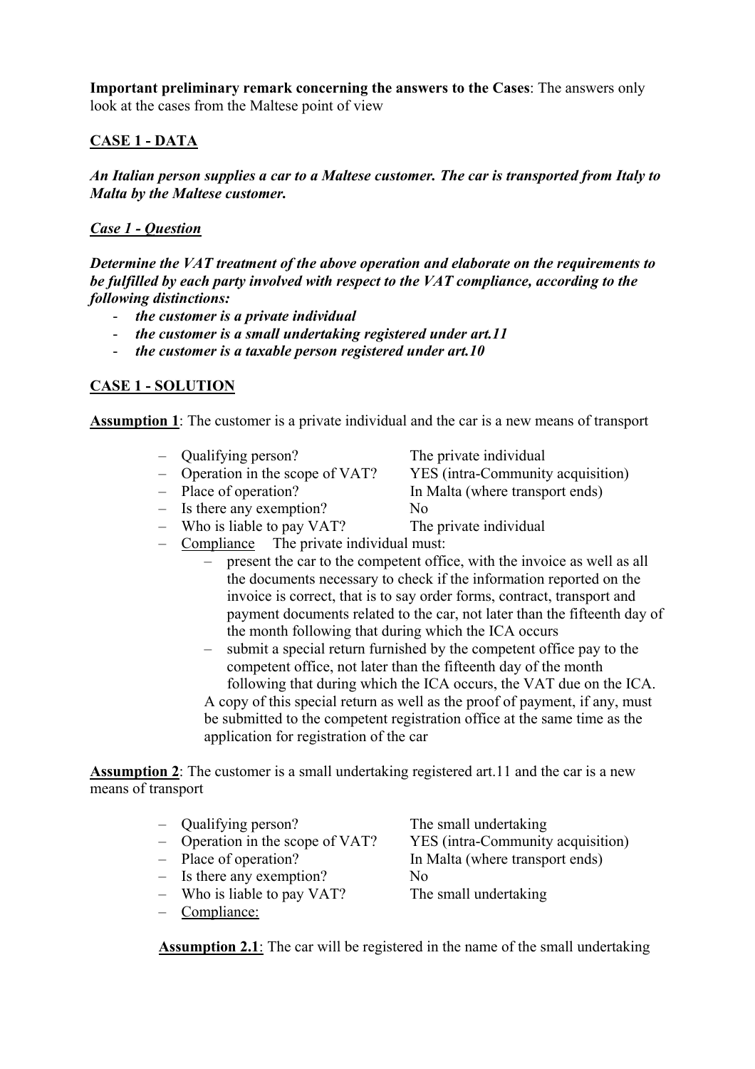**Important preliminary remark concerning the answers to the Cases**: The answers only look at the cases from the Maltese point of view

**<u>CASE 1 - DATA</u>**

***An Italian person supplies a car to a Maltese customer. The car is transported from Italy to Malta by the Maltese customer.***

***<u>Case 1 - Question</u>***

***Determine the VAT treatment of the above operation and elaborate on the requirements to be fulfilled by each party involved with respect to the VAT compliance, according to the following distinctions:***

- ***the customer is a private individual***
- ***the customer is a small undertaking registered under art.11***
- ***the customer is a taxable person registered under art.10***

**<u>CASE 1 - SOLUTION</u>**

**<u>Assumption 1</u>**: The customer is a private individual and the car is a new means of transport

| | |
|---|---|
| – Qualifying person? | The private individual |
| – Operation in the scope of VAT? | YES (intra-Community acquisition) |
| – Place of operation? | In Malta (where transport ends) |
| – Is there any exemption? | No |
| – Who is liable to pay VAT? | The private individual |

– <u>Compliance</u> The private individual must:
  - present the car to the competent office, with the invoice as well as all the documents necessary to check if the information reported on the invoice is correct, that is to say order forms, contract, transport and payment documents related to the car, not later than the fifteenth day of the month following that during which the ICA occurs
  - submit a special return furnished by the competent office pay to the competent office, not later than the fifteenth day of the month following that during which the ICA occurs, the VAT due on the ICA.

  A copy of this special return as well as the proof of payment, if any, must be submitted to the competent registration office at the same time as the application for registration of the car

**<u>Assumption 2</u>**: The customer is a small undertaking registered art.11 and the car is a new means of transport

| | |
|---|---|
| – Qualifying person? | The small undertaking |
| – Operation in the scope of VAT? | YES (intra-Community acquisition) |
| – Place of operation? | In Malta (where transport ends) |
| – Is there any exemption? | No |
| – Who is liable to pay VAT? | The small undertaking |

– <u>Compliance</u>:

**<u>Assumption 2.1</u>**: The car will be registered in the name of the small undertaking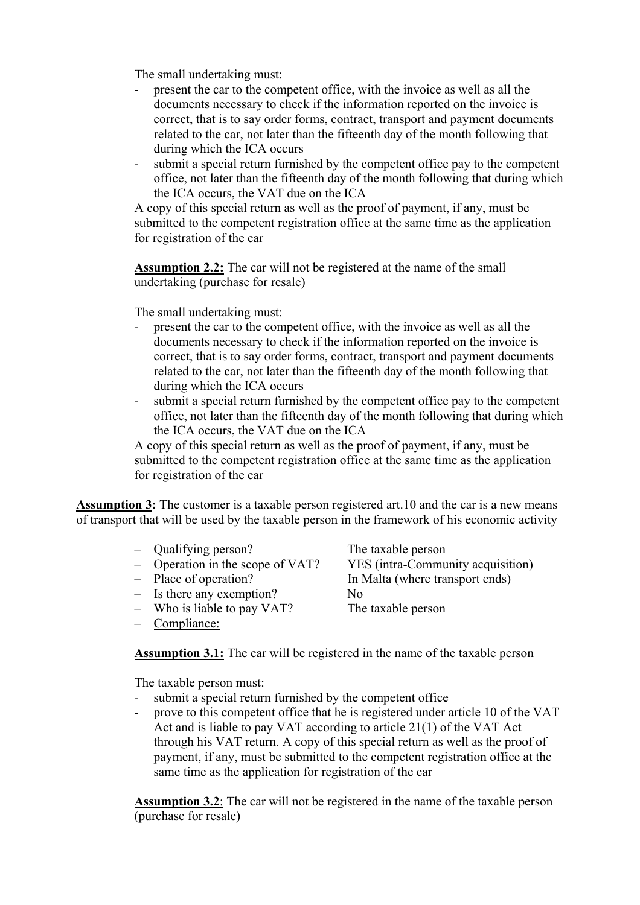The small undertaking must:

- present the car to the competent office, with the invoice as well as all the documents necessary to check if the information reported on the invoice is correct, that is to say order forms, contract, transport and payment documents related to the car, not later than the fifteenth day of the month following that during which the ICA occurs
- submit a special return furnished by the competent office pay to the competent office, not later than the fifteenth day of the month following that during which the ICA occurs, the VAT due on the ICA

A copy of this special return as well as the proof of payment, if any, must be submitted to the competent registration office at the same time as the application for registration of the car

**Assumption 2.2:** The car will not be registered at the name of the small undertaking (purchase for resale)

The small undertaking must:

- present the car to the competent office, with the invoice as well as all the documents necessary to check if the information reported on the invoice is correct, that is to say order forms, contract, transport and payment documents related to the car, not later than the fifteenth day of the month following that during which the ICA occurs
- submit a special return furnished by the competent office pay to the competent office, not later than the fifteenth day of the month following that during which the ICA occurs, the VAT due on the ICA

A copy of this special return as well as the proof of payment, if any, must be submitted to the competent registration office at the same time as the application for registration of the car

**Assumption 3:** The customer is a taxable person registered art.10 and the car is a new means of transport that will be used by the taxable person in the framework of his economic activity

- Qualifying person? — The taxable person
- Operation in the scope of VAT? — YES (intra-Community acquisition)
- Place of operation? — In Malta (where transport ends)
- Is there any exemption? — No
- Who is liable to pay VAT? — The taxable person
- Compliance:

**Assumption 3.1:** The car will be registered in the name of the taxable person

The taxable person must:

- submit a special return furnished by the competent office
- prove to this competent office that he is registered under article 10 of the VAT Act and is liable to pay VAT according to article 21(1) of the VAT Act through his VAT return. A copy of this special return as well as the proof of payment, if any, must be submitted to the competent registration office at the same time as the application for registration of the car

**Assumption 3.2**: The car will not be registered in the name of the taxable person (purchase for resale)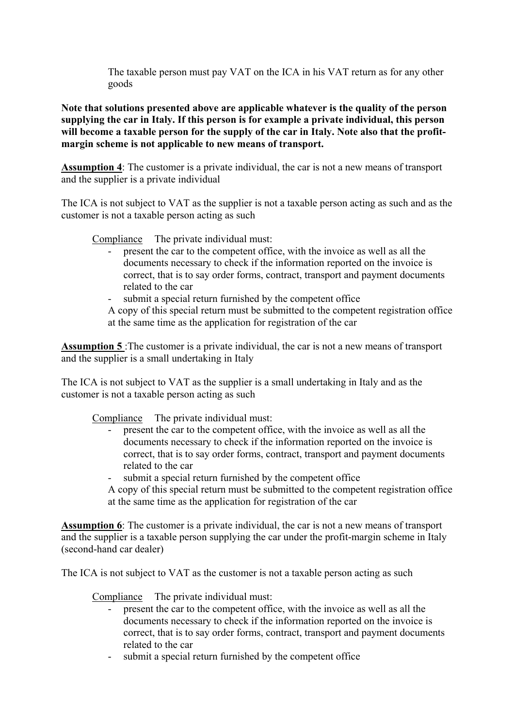The taxable person must pay VAT on the ICA in his VAT return as for any other goods

**Note that solutions presented above are applicable whatever is the quality of the person supplying the car in Italy. If this person is for example a private individual, this person will become a taxable person for the supply of the car in Italy. Note also that the profit-margin scheme is not applicable to new means of transport.**

**<u>Assumption 4</u>**: The customer is a private individual, the car is not a new means of transport and the supplier is a private individual

The ICA is not subject to VAT as the supplier is not a taxable person acting as such and as the customer is not a taxable person acting as such

<u>Compliance</u> The private individual must:

- present the car to the competent office, with the invoice as well as all the documents necessary to check if the information reported on the invoice is correct, that is to say order forms, contract, transport and payment documents related to the car
- submit a special return furnished by the competent office

A copy of this special return must be submitted to the competent registration office at the same time as the application for registration of the car

**<u>Assumption 5</u>** :The customer is a private individual, the car is not a new means of transport and the supplier is a small undertaking in Italy

The ICA is not subject to VAT as the supplier is a small undertaking in Italy and as the customer is not a taxable person acting as such

<u>Compliance</u> The private individual must:

- present the car to the competent office, with the invoice as well as all the documents necessary to check if the information reported on the invoice is correct, that is to say order forms, contract, transport and payment documents related to the car
- submit a special return furnished by the competent office

A copy of this special return must be submitted to the competent registration office at the same time as the application for registration of the car

**<u>Assumption 6</u>**: The customer is a private individual, the car is not a new means of transport and the supplier is a taxable person supplying the car under the profit-margin scheme in Italy (second-hand car dealer)

The ICA is not subject to VAT as the customer is not a taxable person acting as such

<u>Compliance</u> The private individual must:

- present the car to the competent office, with the invoice as well as all the documents necessary to check if the information reported on the invoice is correct, that is to say order forms, contract, transport and payment documents related to the car
- submit a special return furnished by the competent office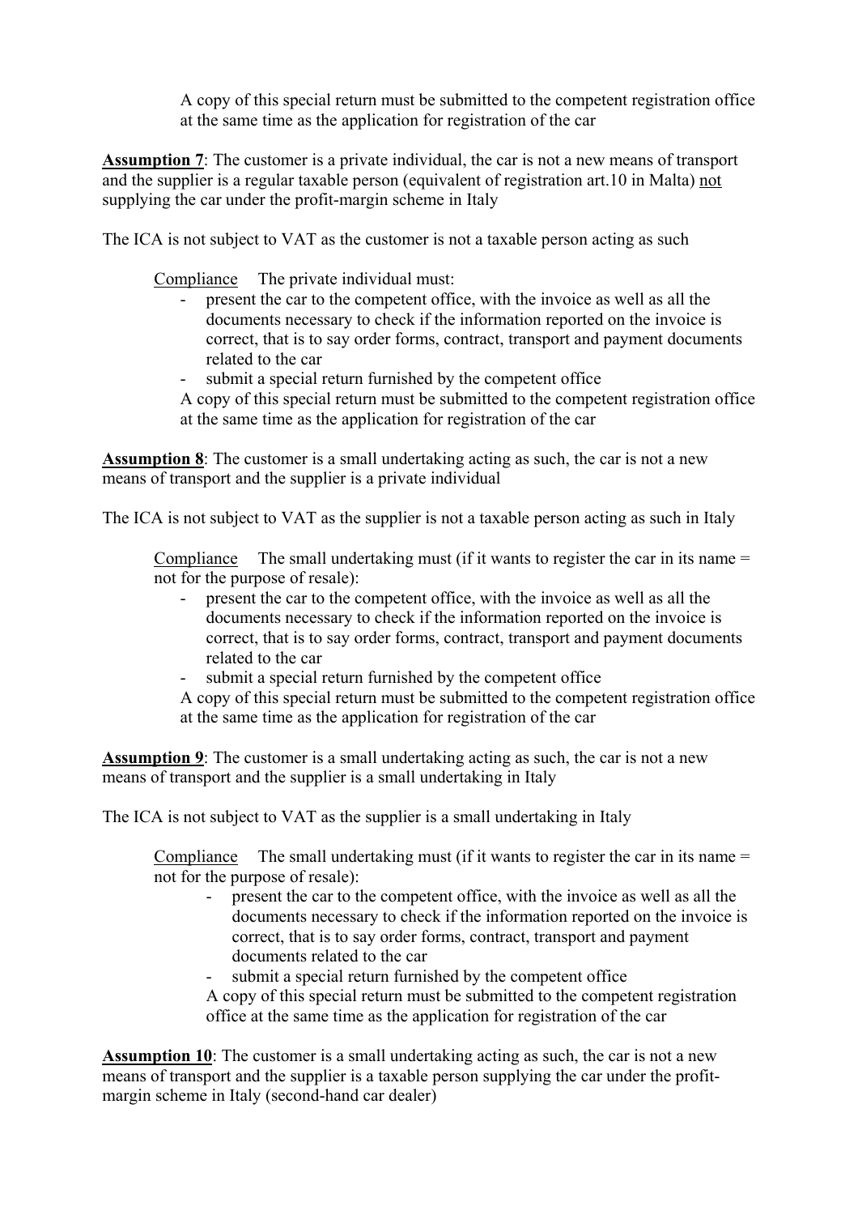A copy of this special return must be submitted to the competent registration office at the same time as the application for registration of the car

**Assumption 7**: The customer is a private individual, the car is not a new means of transport and the supplier is a regular taxable person (equivalent of registration art.10 in Malta) not supplying the car under the profit-margin scheme in Italy

The ICA is not subject to VAT as the customer is not a taxable person acting as such

Compliance  The private individual must:

- present the car to the competent office, with the invoice as well as all the documents necessary to check if the information reported on the invoice is correct, that is to say order forms, contract, transport and payment documents related to the car
- submit a special return furnished by the competent office

A copy of this special return must be submitted to the competent registration office at the same time as the application for registration of the car

**Assumption 8**: The customer is a small undertaking acting as such, the car is not a new means of transport and the supplier is a private individual

The ICA is not subject to VAT as the supplier is not a taxable person acting as such in Italy

Compliance  The small undertaking must (if it wants to register the car in its name = not for the purpose of resale):

- present the car to the competent office, with the invoice as well as all the documents necessary to check if the information reported on the invoice is correct, that is to say order forms, contract, transport and payment documents related to the car
- submit a special return furnished by the competent office

A copy of this special return must be submitted to the competent registration office at the same time as the application for registration of the car

**Assumption 9**: The customer is a small undertaking acting as such, the car is not a new means of transport and the supplier is a small undertaking in Italy

The ICA is not subject to VAT as the supplier is a small undertaking in Italy

Compliance  The small undertaking must (if it wants to register the car in its name = not for the purpose of resale):

- present the car to the competent office, with the invoice as well as all the documents necessary to check if the information reported on the invoice is correct, that is to say order forms, contract, transport and payment documents related to the car
- submit a special return furnished by the competent office

A copy of this special return must be submitted to the competent registration office at the same time as the application for registration of the car

**Assumption 10**: The customer is a small undertaking acting as such, the car is not a new means of transport and the supplier is a taxable person supplying the car under the profit-margin scheme in Italy (second-hand car dealer)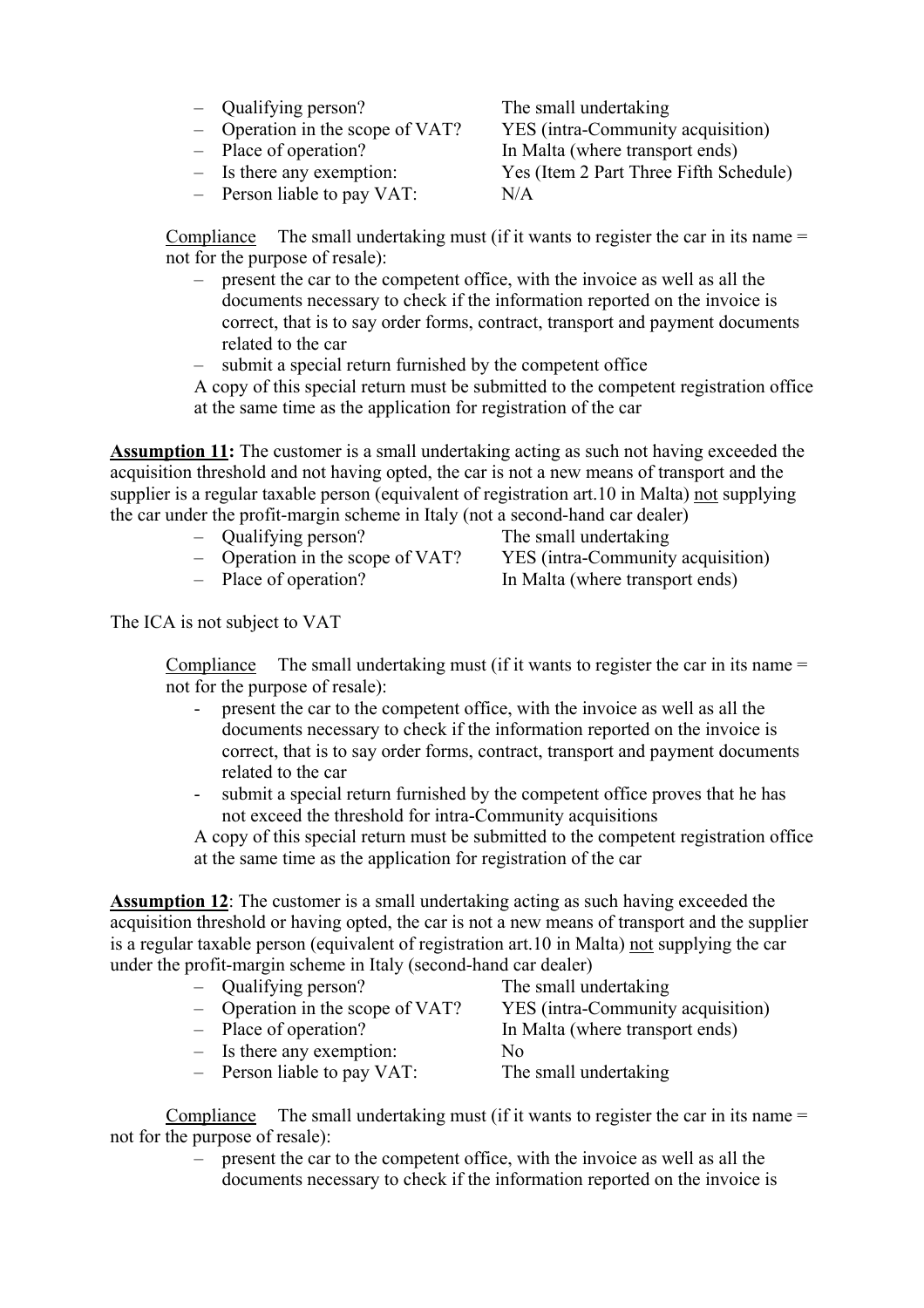- Qualifying person? The small undertaking
- Operation in the scope of VAT? YES (intra-Community acquisition)
- Place of operation? In Malta (where transport ends)
- Is there any exemption: Yes (Item 2 Part Three Fifth Schedule)
- Person liable to pay VAT: N/A

Compliance The small undertaking must (if it wants to register the car in its name = not for the purpose of resale):

- present the car to the competent office, with the invoice as well as all the documents necessary to check if the information reported on the invoice is correct, that is to say order forms, contract, transport and payment documents related to the car
- submit a special return furnished by the competent office

A copy of this special return must be submitted to the competent registration office at the same time as the application for registration of the car

**Assumption 11:** The customer is a small undertaking acting as such not having exceeded the acquisition threshold and not having opted, the car is not a new means of transport and the supplier is a regular taxable person (equivalent of registration art.10 in Malta) not supplying the car under the profit-margin scheme in Italy (not a second-hand car dealer)

- Qualifying person? The small undertaking
- Operation in the scope of VAT? YES (intra-Community acquisition)
- Place of operation? In Malta (where transport ends)

The ICA is not subject to VAT

Compliance The small undertaking must (if it wants to register the car in its name = not for the purpose of resale):

- present the car to the competent office, with the invoice as well as all the documents necessary to check if the information reported on the invoice is correct, that is to say order forms, contract, transport and payment documents related to the car
- submit a special return furnished by the competent office proves that he has not exceed the threshold for intra-Community acquisitions

A copy of this special return must be submitted to the competent registration office at the same time as the application for registration of the car

**Assumption 12**: The customer is a small undertaking acting as such having exceeded the acquisition threshold or having opted, the car is not a new means of transport and the supplier is a regular taxable person (equivalent of registration art.10 in Malta) not supplying the car under the profit-margin scheme in Italy (second-hand car dealer)

- Qualifying person? The small undertaking
- Operation in the scope of VAT? YES (intra-Community acquisition)
- Place of operation? In Malta (where transport ends)
- Is there any exemption: No
- Person liable to pay VAT: The small undertaking

Compliance The small undertaking must (if it wants to register the car in its name = not for the purpose of resale):

- present the car to the competent office, with the invoice as well as all the documents necessary to check if the information reported on the invoice is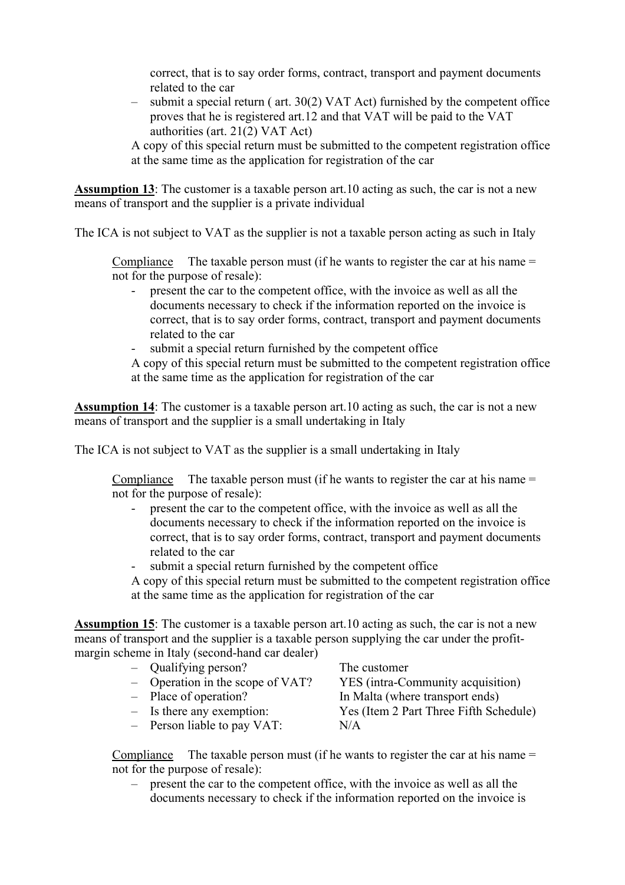correct, that is to say order forms, contract, transport and payment documents related to the car

– submit a special return ( art. 30(2) VAT Act) furnished by the competent office proves that he is registered art.12 and that VAT will be paid to the VAT authorities (art. 21(2) VAT Act)

A copy of this special return must be submitted to the competent registration office at the same time as the application for registration of the car

**Assumption 13**: The customer is a taxable person art.10 acting as such, the car is not a new means of transport and the supplier is a private individual

The ICA is not subject to VAT as the supplier is not a taxable person acting as such in Italy

Compliance The taxable person must (if he wants to register the car at his name = not for the purpose of resale):

- present the car to the competent office, with the invoice as well as all the documents necessary to check if the information reported on the invoice is correct, that is to say order forms, contract, transport and payment documents related to the car
- submit a special return furnished by the competent office

A copy of this special return must be submitted to the competent registration office at the same time as the application for registration of the car

**Assumption 14**: The customer is a taxable person art.10 acting as such, the car is not a new means of transport and the supplier is a small undertaking in Italy

The ICA is not subject to VAT as the supplier is a small undertaking in Italy

Compliance The taxable person must (if he wants to register the car at his name = not for the purpose of resale):

- present the car to the competent office, with the invoice as well as all the documents necessary to check if the information reported on the invoice is correct, that is to say order forms, contract, transport and payment documents related to the car
- submit a special return furnished by the competent office

A copy of this special return must be submitted to the competent registration office at the same time as the application for registration of the car

**Assumption 15**: The customer is a taxable person art.10 acting as such, the car is not a new means of transport and the supplier is a taxable person supplying the car under the profit-margin scheme in Italy (second-hand car dealer)

– Qualifying person? The customer
– Operation in the scope of VAT? YES (intra-Community acquisition)
– Place of operation? In Malta (where transport ends)
– Is there any exemption: Yes (Item 2 Part Three Fifth Schedule)
– Person liable to pay VAT: N/A

Compliance The taxable person must (if he wants to register the car at his name = not for the purpose of resale):

– present the car to the competent office, with the invoice as well as all the documents necessary to check if the information reported on the invoice is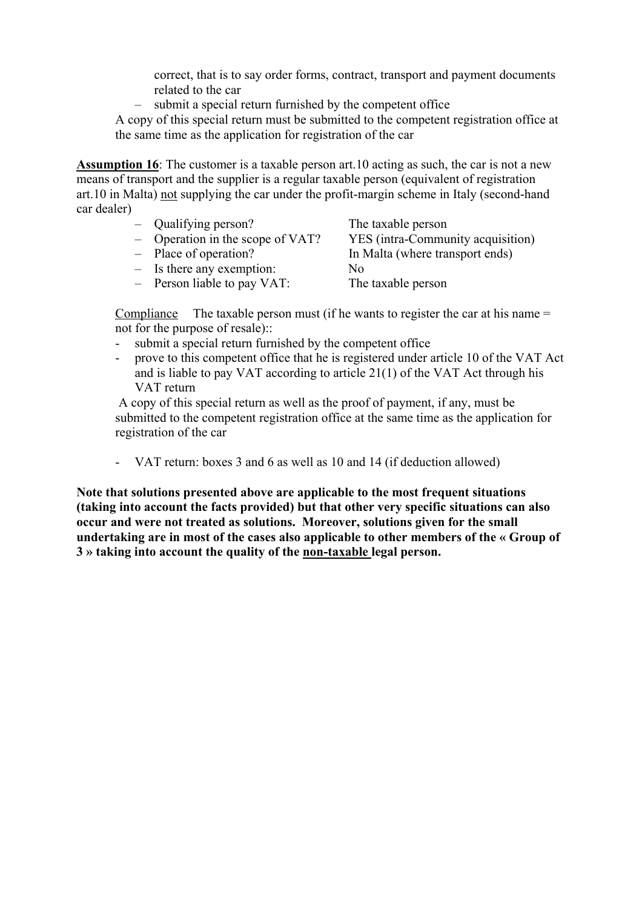correct, that is to say order forms, contract, transport and payment documents related to the car

– submit a special return furnished by the competent office

A copy of this special return must be submitted to the competent registration office at the same time as the application for registration of the car

**<u>Assumption 16</u>**: The customer is a taxable person art.10 acting as such, the car is not a new means of transport and the supplier is a regular taxable person (equivalent of registration art.10 in Malta) <u>not</u> supplying the car under the profit-margin scheme in Italy (second-hand car dealer)

– Qualifying person? The taxable person
– Operation in the scope of VAT? YES (intra-Community acquisition)
– Place of operation? In Malta (where transport ends)
– Is there any exemption: No
– Person liable to pay VAT: The taxable person

<u>Compliance</u> The taxable person must (if he wants to register the car at his name = not for the purpose of resale)::

- submit a special return furnished by the competent office
- prove to this competent office that he is registered under article 10 of the VAT Act and is liable to pay VAT according to article 21(1) of the VAT Act through his VAT return

A copy of this special return as well as the proof of payment, if any, must be submitted to the competent registration office at the same time as the application for registration of the car

- VAT return: boxes 3 and 6 as well as 10 and 14 (if deduction allowed)

**Note that solutions presented above are applicable to the most frequent situations (taking into account the facts provided) but that other very specific situations can also occur and were not treated as solutions. Moreover, solutions given for the small undertaking are in most of the cases also applicable to other members of the « Group of 3 » taking into account the quality of the <u>non-taxable</u> legal person.**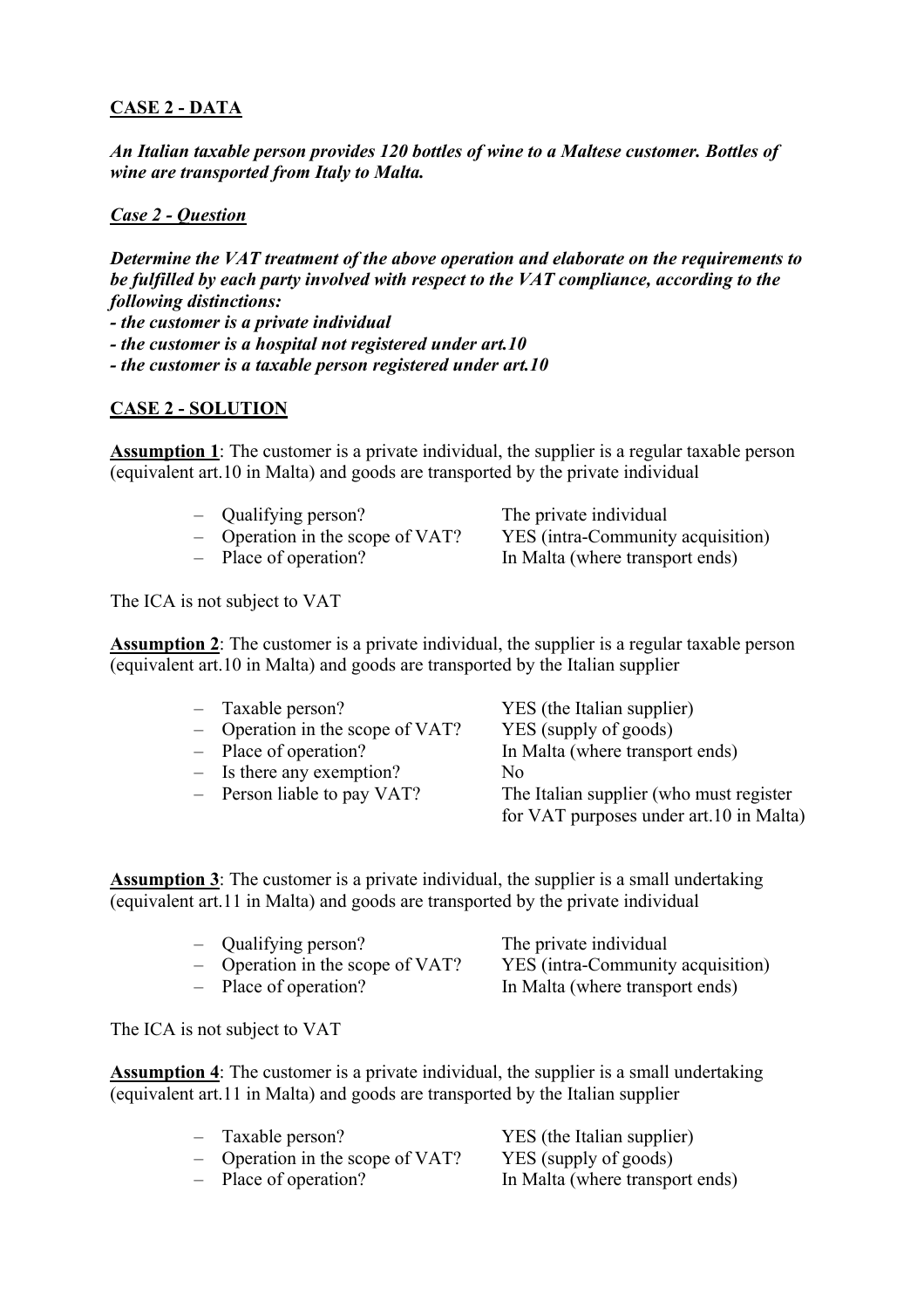**CASE 2 - DATA**

***An Italian taxable person provides 120 bottles of wine to a Maltese customer. Bottles of wine are transported from Italy to Malta.***

***Case 2 - Question***

***Determine the VAT treatment of the above operation and elaborate on the requirements to be fulfilled by each party involved with respect to the VAT compliance, according to the following distinctions:***
***- the customer is a private individual***
***- the customer is a hospital not registered under art.10***
***- the customer is a taxable person registered under art.10***

**CASE 2 - SOLUTION**

**Assumption 1**: The customer is a private individual, the supplier is a regular taxable person (equivalent art.10 in Malta) and goods are transported by the private individual

- Qualifying person? — The private individual
- Operation in the scope of VAT? — YES (intra-Community acquisition)
- Place of operation? — In Malta (where transport ends)

The ICA is not subject to VAT

**Assumption 2**: The customer is a private individual, the supplier is a regular taxable person (equivalent art.10 in Malta) and goods are transported by the Italian supplier

- Taxable person? — YES (the Italian supplier)
- Operation in the scope of VAT? — YES (supply of goods)
- Place of operation? — In Malta (where transport ends)
- Is there any exemption? — No
- Person liable to pay VAT? — The Italian supplier (who must register for VAT purposes under art.10 in Malta)

**Assumption 3**: The customer is a private individual, the supplier is a small undertaking (equivalent art.11 in Malta) and goods are transported by the private individual

- Qualifying person? — The private individual
- Operation in the scope of VAT? — YES (intra-Community acquisition)
- Place of operation? — In Malta (where transport ends)

The ICA is not subject to VAT

**Assumption 4**: The customer is a private individual, the supplier is a small undertaking (equivalent art.11 in Malta) and goods are transported by the Italian supplier

- Taxable person? — YES (the Italian supplier)
- Operation in the scope of VAT? — YES (supply of goods)
- Place of operation? — In Malta (where transport ends)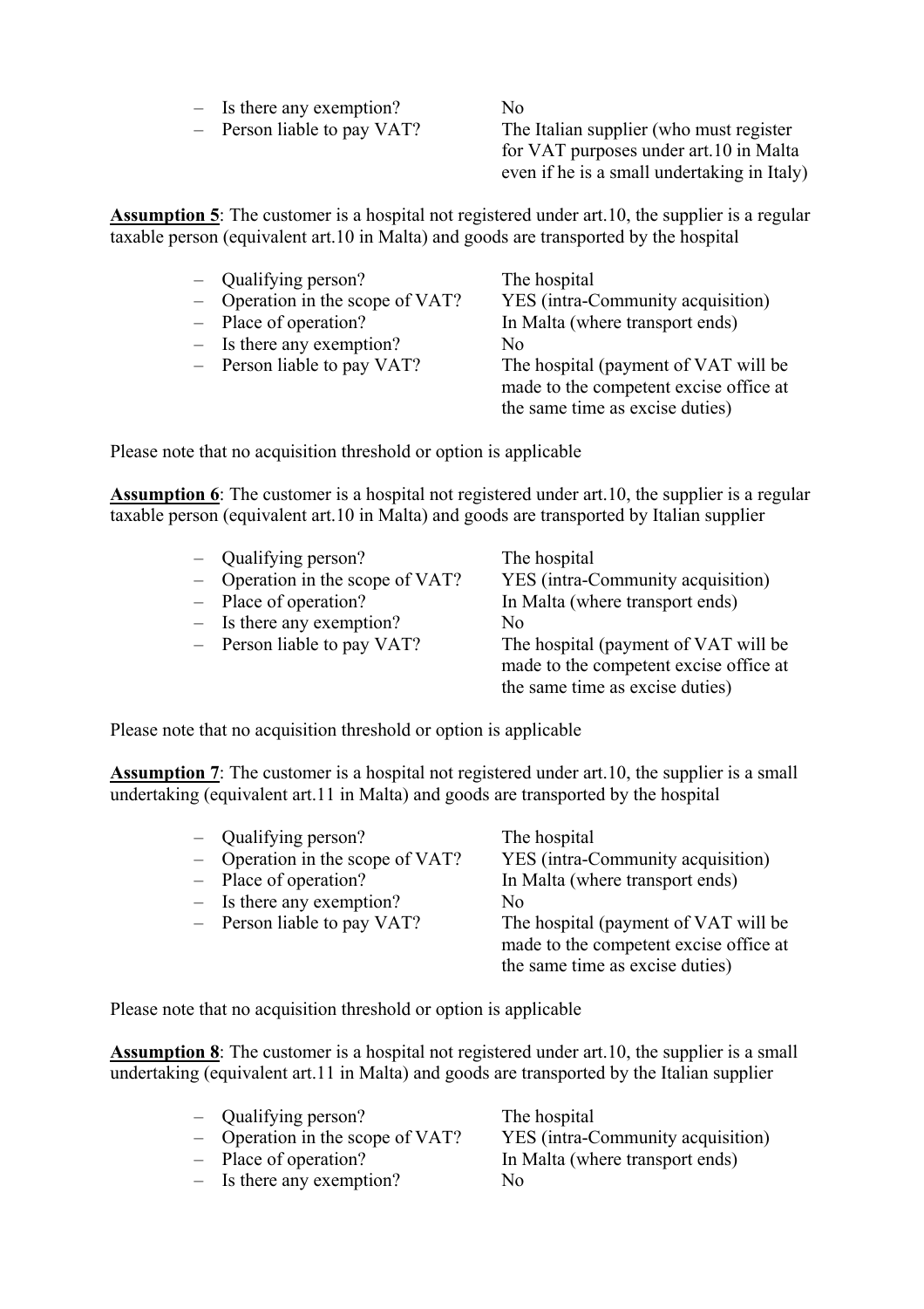- Is there any exemption? No
- Person liable to pay VAT? The Italian supplier (who must register for VAT purposes under art.10 in Malta even if he is a small undertaking in Italy)

**Assumption 5**: The customer is a hospital not registered under art.10, the supplier is a regular taxable person (equivalent art.10 in Malta) and goods are transported by the hospital

- Qualifying person? The hospital
- Operation in the scope of VAT? YES (intra-Community acquisition)
- Place of operation? In Malta (where transport ends)
- Is there any exemption? No
- Person liable to pay VAT? The hospital (payment of VAT will be made to the competent excise office at the same time as excise duties)

Please note that no acquisition threshold or option is applicable

**Assumption 6**: The customer is a hospital not registered under art.10, the supplier is a regular taxable person (equivalent art.10 in Malta) and goods are transported by Italian supplier

- Qualifying person? The hospital
- Operation in the scope of VAT? YES (intra-Community acquisition)
- Place of operation? In Malta (where transport ends)
- Is there any exemption? No
- Person liable to pay VAT? The hospital (payment of VAT will be made to the competent excise office at the same time as excise duties)

Please note that no acquisition threshold or option is applicable

**Assumption 7**: The customer is a hospital not registered under art.10, the supplier is a small undertaking (equivalent art.11 in Malta) and goods are transported by the hospital

- Qualifying person? The hospital
- Operation in the scope of VAT? YES (intra-Community acquisition)
- Place of operation? In Malta (where transport ends)
- Is there any exemption? No
- Person liable to pay VAT? The hospital (payment of VAT will be made to the competent excise office at the same time as excise duties)

Please note that no acquisition threshold or option is applicable

**Assumption 8**: The customer is a hospital not registered under art.10, the supplier is a small undertaking (equivalent art.11 in Malta) and goods are transported by the Italian supplier

- Qualifying person? The hospital
- Operation in the scope of VAT? YES (intra-Community acquisition)
- Place of operation? In Malta (where transport ends)
- Is there any exemption? No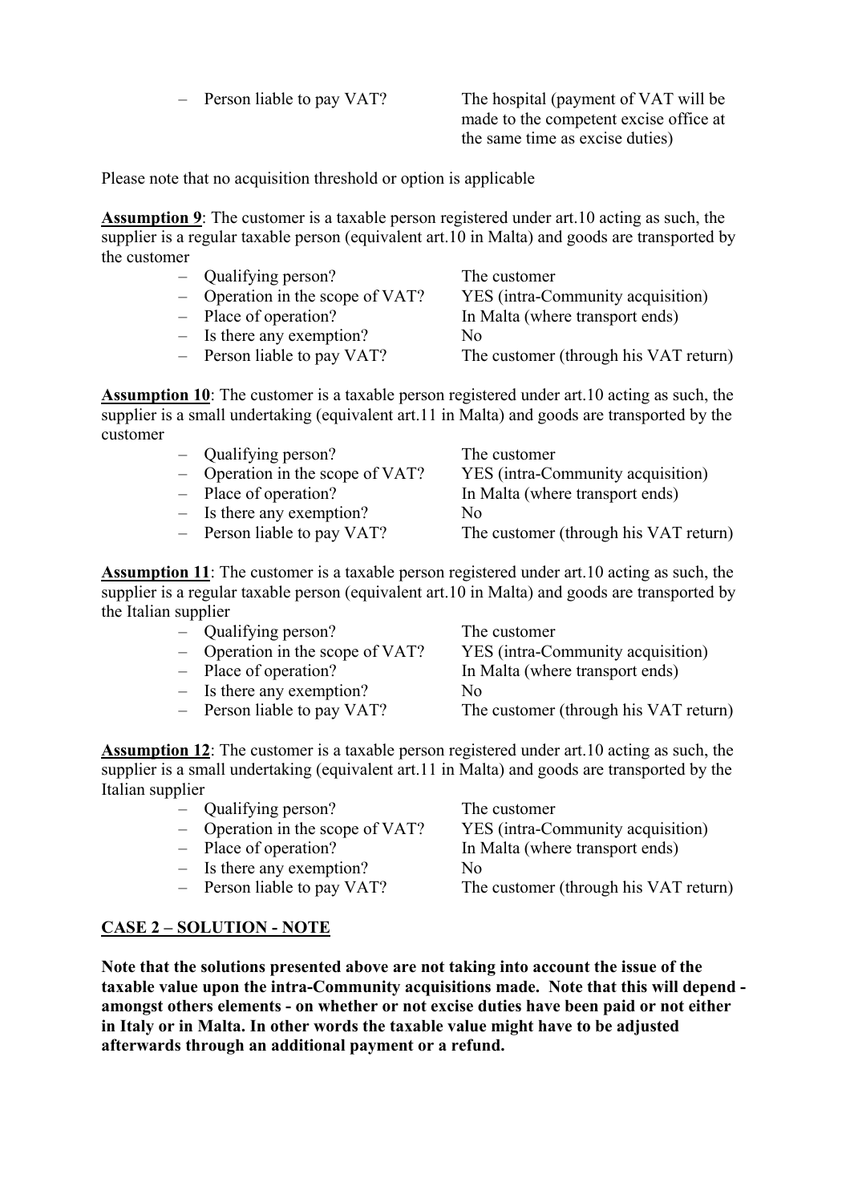- Person liable to pay VAT? The hospital (payment of VAT will be made to the competent excise office at the same time as excise duties)

Please note that no acquisition threshold or option is applicable

**Assumption 9**: The customer is a taxable person registered under art.10 acting as such, the supplier is a regular taxable person (equivalent art.10 in Malta) and goods are transported by the customer

- Qualifying person? The customer
- Operation in the scope of VAT? YES (intra-Community acquisition)
- Place of operation? In Malta (where transport ends)
- Is there any exemption? No
- Person liable to pay VAT? The customer (through his VAT return)

**Assumption 10**: The customer is a taxable person registered under art.10 acting as such, the supplier is a small undertaking (equivalent art.11 in Malta) and goods are transported by the customer

- Qualifying person? The customer
- Operation in the scope of VAT? YES (intra-Community acquisition)
- Place of operation? In Malta (where transport ends)
- Is there any exemption? No
- Person liable to pay VAT? The customer (through his VAT return)

**Assumption 11**: The customer is a taxable person registered under art.10 acting as such, the supplier is a regular taxable person (equivalent art.10 in Malta) and goods are transported by the Italian supplier

- Qualifying person? The customer
- Operation in the scope of VAT? YES (intra-Community acquisition)
- Place of operation? In Malta (where transport ends)
- Is there any exemption? No
- Person liable to pay VAT? The customer (through his VAT return)

**Assumption 12**: The customer is a taxable person registered under art.10 acting as such, the supplier is a small undertaking (equivalent art.11 in Malta) and goods are transported by the Italian supplier

- Qualifying person? The customer
- Operation in the scope of VAT? YES (intra-Community acquisition)
- Place of operation? In Malta (where transport ends)
- Is there any exemption? No
- Person liable to pay VAT? The customer (through his VAT return)

## CASE 2 – SOLUTION - NOTE

**Note that the solutions presented above are not taking into account the issue of the taxable value upon the intra-Community acquisitions made. Note that this will depend - amongst others elements - on whether or not excise duties have been paid or not either in Italy or in Malta. In other words the taxable value might have to be adjusted afterwards through an additional payment or a refund.**